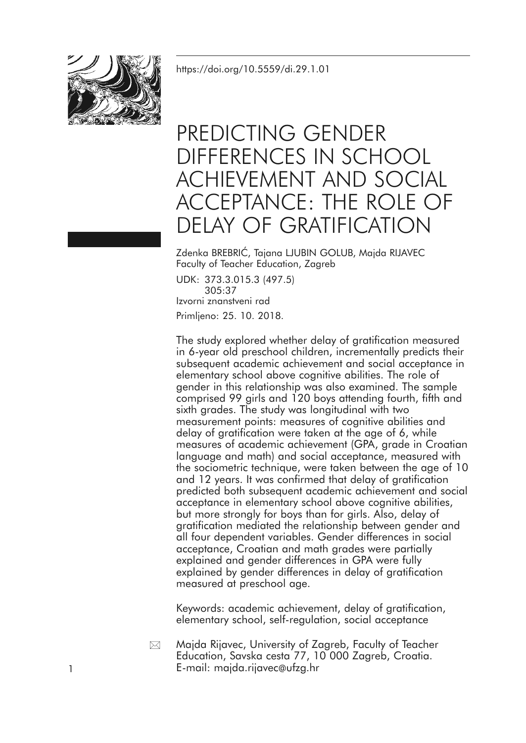https://doi.org/10.5559/di.29.1.01

# PREDICTING GENDER DIFFERENCES IN SCHOOL ACHIEVEMENT AND SOCIAL ACCEPTANCE: THE ROLE OF DELAY OF GRATIFICATION

Zdenka BREBRIĆ, Tajana LJUBIN GOLUB, Majda RIJAVEC
Faculty of Teacher Education, Zagreb

UDK: 373.3.015.3 (497.5)
305:37
Izvorni znanstveni rad
Primljeno: 25. 10. 2018.

The study explored whether delay of gratification measured in 6-year old preschool children, incrementally predicts their subsequent academic achievement and social acceptance in elementary school above cognitive abilities. The role of gender in this relationship was also examined. The sample comprised 99 girls and 120 boys attending fourth, fifth and sixth grades. The study was longitudinal with two measurement points: measures of cognitive abilities and delay of gratification were taken at the age of 6, while measures of academic achievement (GPA, grade in Croatian language and math) and social acceptance, measured with the sociometric technique, were taken between the age of 10 and 12 years. It was confirmed that delay of gratification predicted both subsequent academic achievement and social acceptance in elementary school above cognitive abilities, but more strongly for boys than for girls. Also, delay of gratification mediated the relationship between gender and all four dependent variables. Gender differences in social acceptance, Croatian and math grades were partially explained and gender differences in GPA were fully explained by gender differences in delay of gratification measured at preschool age.

Keywords: academic achievement, delay of gratification, elementary school, self-regulation, social acceptance

✉ Majda Rijavec, University of Zagreb, Faculty of Teacher Education, Savska cesta 77, 10 000 Zagreb, Croatia.
E-mail: majda.rijavec@ufzg.hr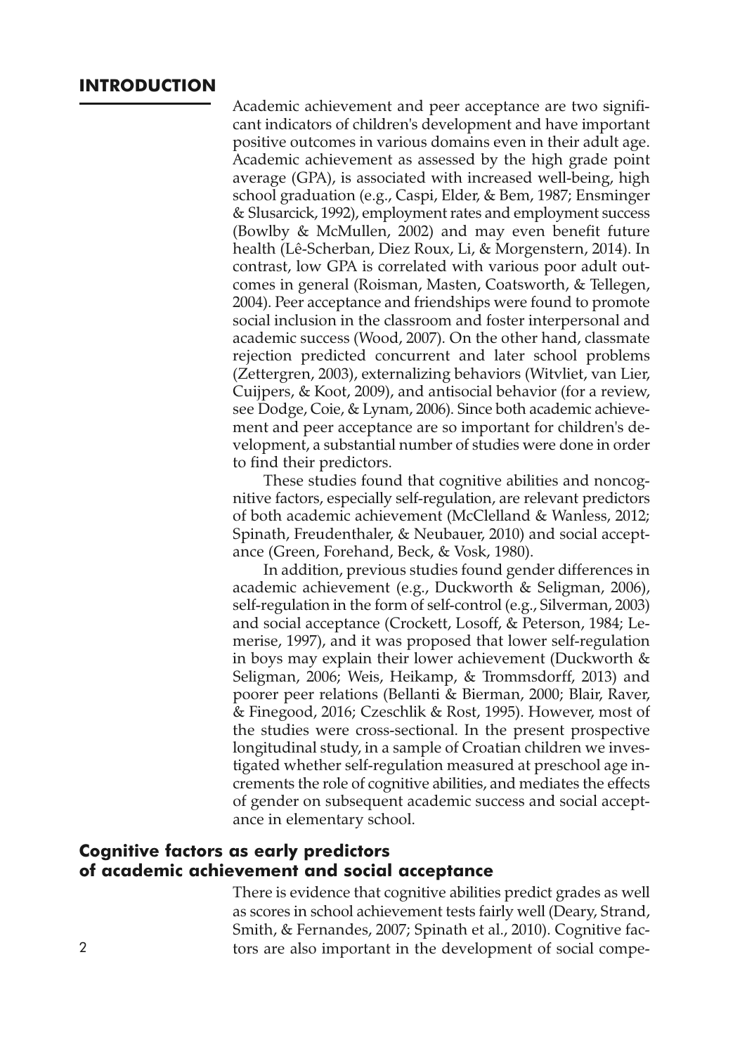## INTRODUCTION

Academic achievement and peer acceptance are two significant indicators of children's development and have important positive outcomes in various domains even in their adult age. Academic achievement as assessed by the high grade point average (GPA), is associated with increased well-being, high school graduation (e.g., Caspi, Elder, & Bem, 1987; Ensminger & Slusarcick, 1992), employment rates and employment success (Bowlby & McMullen, 2002) and may even benefit future health (Lê-Scherban, Diez Roux, Li, & Morgenstern, 2014). In contrast, low GPA is correlated with various poor adult outcomes in general (Roisman, Masten, Coatsworth, & Tellegen, 2004). Peer acceptance and friendships were found to promote social inclusion in the classroom and foster interpersonal and academic success (Wood, 2007). On the other hand, classmate rejection predicted concurrent and later school problems (Zettergren, 2003), externalizing behaviors (Witvliet, van Lier, Cuijpers, & Koot, 2009), and antisocial behavior (for a review, see Dodge, Coie, & Lynam, 2006). Since both academic achievement and peer acceptance are so important for children's development, a substantial number of studies were done in order to find their predictors.

These studies found that cognitive abilities and noncognitive factors, especially self-regulation, are relevant predictors of both academic achievement (McClelland & Wanless, 2012; Spinath, Freudenthaler, & Neubauer, 2010) and social acceptance (Green, Forehand, Beck, & Vosk, 1980).

In addition, previous studies found gender differences in academic achievement (e.g., Duckworth & Seligman, 2006), self-regulation in the form of self-control (e.g., Silverman, 2003) and social acceptance (Crockett, Losoff, & Peterson, 1984; Lemerise, 1997), and it was proposed that lower self-regulation in boys may explain their lower achievement (Duckworth & Seligman, 2006; Weis, Heikamp, & Trommsdorff, 2013) and poorer peer relations (Bellanti & Bierman, 2000; Blair, Raver, & Finegood, 2016; Czeschlik & Rost, 1995). However, most of the studies were cross-sectional. In the present prospective longitudinal study, in a sample of Croatian children we investigated whether self-regulation measured at preschool age increments the role of cognitive abilities, and mediates the effects of gender on subsequent academic success and social acceptance in elementary school.

### Cognitive factors as early predictors of academic achievement and social acceptance

There is evidence that cognitive abilities predict grades as well as scores in school achievement tests fairly well (Deary, Strand, Smith, & Fernandes, 2007; Spinath et al., 2010). Cognitive factors are also important in the development of social compe-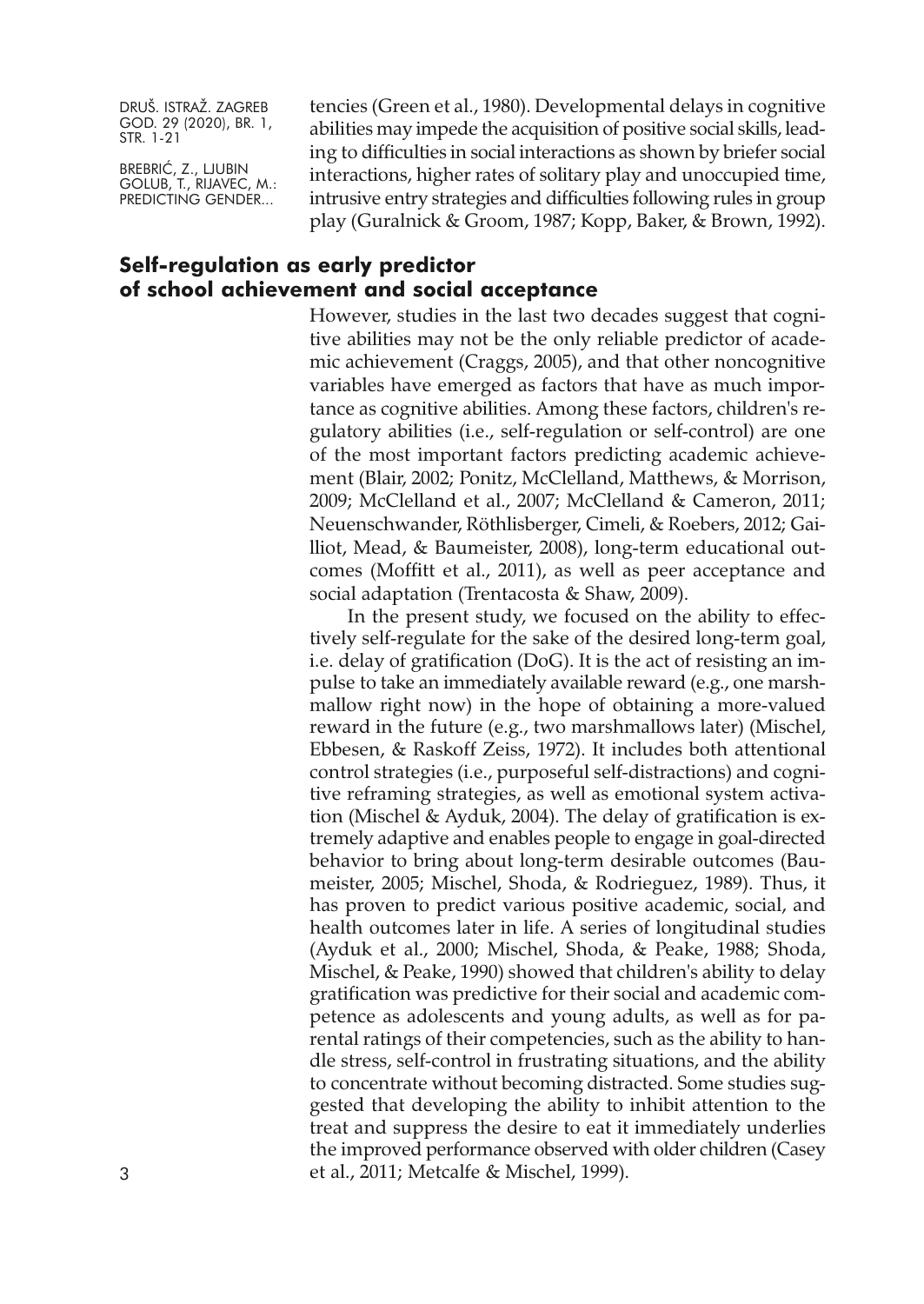tencies (Green et al., 1980). Developmental delays in cognitive abilities may impede the acquisition of positive social skills, leading to difficulties in social interactions as shown by briefer social interactions, higher rates of solitary play and unoccupied time, intrusive entry strategies and difficulties following rules in group play (Guralnick & Groom, 1987; Kopp, Baker, & Brown, 1992).

## Self-regulation as early predictor of school achievement and social acceptance

However, studies in the last two decades suggest that cognitive abilities may not be the only reliable predictor of academic achievement (Craggs, 2005), and that other noncognitive variables have emerged as factors that have as much importance as cognitive abilities. Among these factors, children's regulatory abilities (i.e., self-regulation or self-control) are one of the most important factors predicting academic achievement (Blair, 2002; Ponitz, McClelland, Matthews, & Morrison, 2009; McClelland et al., 2007; McClelland & Cameron, 2011; Neuenschwander, Röthlisberger, Cimeli, & Roebers, 2012; Gailliot, Mead, & Baumeister, 2008), long-term educational outcomes (Moffitt et al., 2011), as well as peer acceptance and social adaptation (Trentacosta & Shaw, 2009).

In the present study, we focused on the ability to effectively self-regulate for the sake of the desired long-term goal, i.e. delay of gratification (DoG). It is the act of resisting an impulse to take an immediately available reward (e.g., one marshmallow right now) in the hope of obtaining a more-valued reward in the future (e.g., two marshmallows later) (Mischel, Ebbesen, & Raskoff Zeiss, 1972). It includes both attentional control strategies (i.e., purposeful self-distractions) and cognitive reframing strategies, as well as emotional system activation (Mischel & Ayduk, 2004). The delay of gratification is extremely adaptive and enables people to engage in goal-directed behavior to bring about long-term desirable outcomes (Baumeister, 2005; Mischel, Shoda, & Rodrieguez, 1989). Thus, it has proven to predict various positive academic, social, and health outcomes later in life. A series of longitudinal studies (Ayduk et al., 2000; Mischel, Shoda, & Peake, 1988; Shoda, Mischel, & Peake, 1990) showed that children's ability to delay gratification was predictive for their social and academic competence as adolescents and young adults, as well as for parental ratings of their competencies, such as the ability to handle stress, self-control in frustrating situations, and the ability to concentrate without becoming distracted. Some studies suggested that developing the ability to inhibit attention to the treat and suppress the desire to eat it immediately underlies the improved performance observed with older children (Casey et al., 2011; Metcalfe & Mischel, 1999).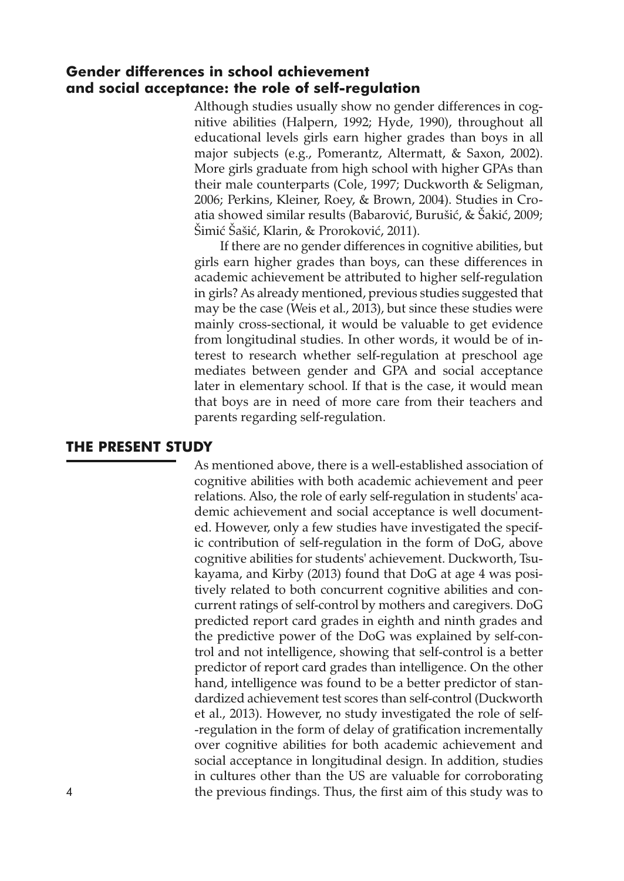### Gender differences in school achievement and social acceptance: the role of self-regulation

Although studies usually show no gender differences in cognitive abilities (Halpern, 1992; Hyde, 1990), throughout all educational levels girls earn higher grades than boys in all major subjects (e.g., Pomerantz, Altermatt, & Saxon, 2002). More girls graduate from high school with higher GPAs than their male counterparts (Cole, 1997; Duckworth & Seligman, 2006; Perkins, Kleiner, Roey, & Brown, 2004). Studies in Croatia showed similar results (Babarović, Burušić, & Šakić, 2009; Šimić Šašić, Klarin, & Proroković, 2011).

If there are no gender differences in cognitive abilities, but girls earn higher grades than boys, can these differences in academic achievement be attributed to higher self-regulation in girls? As already mentioned, previous studies suggested that may be the case (Weis et al., 2013), but since these studies were mainly cross-sectional, it would be valuable to get evidence from longitudinal studies. In other words, it would be of interest to research whether self-regulation at preschool age mediates between gender and GPA and social acceptance later in elementary school. If that is the case, it would mean that boys are in need of more care from their teachers and parents regarding self-regulation.

## THE PRESENT STUDY

As mentioned above, there is a well-established association of cognitive abilities with both academic achievement and peer relations. Also, the role of early self-regulation in students' academic achievement and social acceptance is well documented. However, only a few studies have investigated the specific contribution of self-regulation in the form of DoG, above cognitive abilities for students' achievement. Duckworth, Tsukayama, and Kirby (2013) found that DoG at age 4 was positively related to both concurrent cognitive abilities and concurrent ratings of self-control by mothers and caregivers. DoG predicted report card grades in eighth and ninth grades and the predictive power of the DoG was explained by self-control and not intelligence, showing that self-control is a better predictor of report card grades than intelligence. On the other hand, intelligence was found to be a better predictor of standardized achievement test scores than self-control (Duckworth et al., 2013). However, no study investigated the role of self-regulation in the form of delay of gratification incrementally over cognitive abilities for both academic achievement and social acceptance in longitudinal design. In addition, studies in cultures other than the US are valuable for corroborating the previous findings. Thus, the first aim of this study was to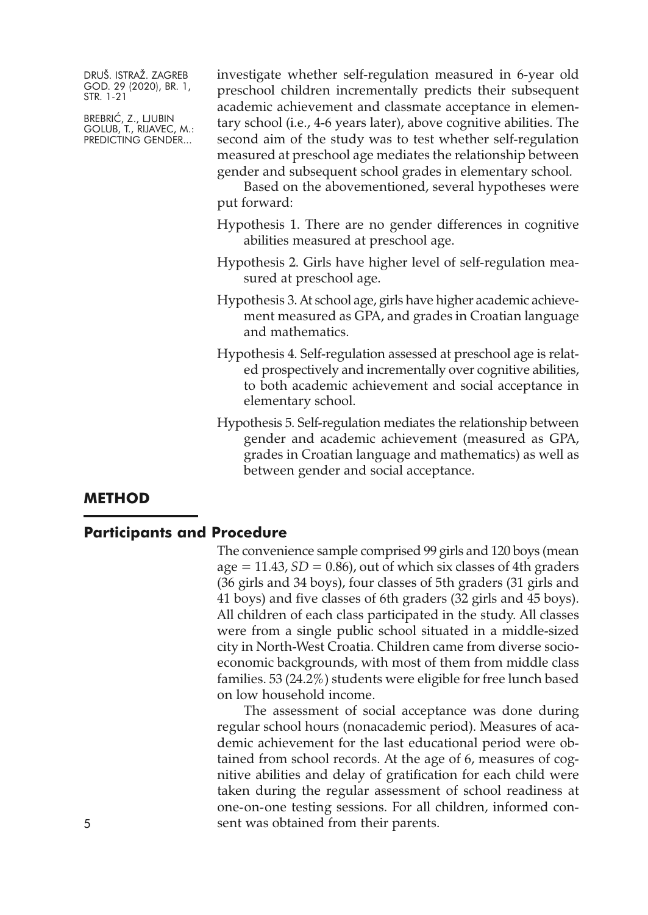investigate whether self-regulation measured in 6-year old preschool children incrementally predicts their subsequent academic achievement and classmate acceptance in elementary school (i.e., 4-6 years later), above cognitive abilities. The second aim of the study was to test whether self-regulation measured at preschool age mediates the relationship between gender and subsequent school grades in elementary school.

Based on the abovementioned, several hypotheses were put forward:

Hypothesis 1. There are no gender differences in cognitive abilities measured at preschool age.

Hypothesis 2. Girls have higher level of self-regulation measured at preschool age.

Hypothesis 3. At school age, girls have higher academic achievement measured as GPA, and grades in Croatian language and mathematics.

Hypothesis 4. Self-regulation assessed at preschool age is related prospectively and incrementally over cognitive abilities, to both academic achievement and social acceptance in elementary school.

Hypothesis 5. Self-regulation mediates the relationship between gender and academic achievement (measured as GPA, grades in Croatian language and mathematics) as well as between gender and social acceptance.

## METHOD

### Participants and Procedure

The convenience sample comprised 99 girls and 120 boys (mean age = 11.43, *SD* = 0.86), out of which six classes of 4th graders (36 girls and 34 boys), four classes of 5th graders (31 girls and 41 boys) and five classes of 6th graders (32 girls and 45 boys). All children of each class participated in the study. All classes were from a single public school situated in a middle-sized city in North-West Croatia. Children came from diverse socioeconomic backgrounds, with most of them from middle class families. 53 (24.2%) students were eligible for free lunch based on low household income.

The assessment of social acceptance was done during regular school hours (nonacademic period). Measures of academic achievement for the last educational period were obtained from school records. At the age of 6, measures of cognitive abilities and delay of gratification for each child were taken during the regular assessment of school readiness at one-on-one testing sessions. For all children, informed consent was obtained from their parents.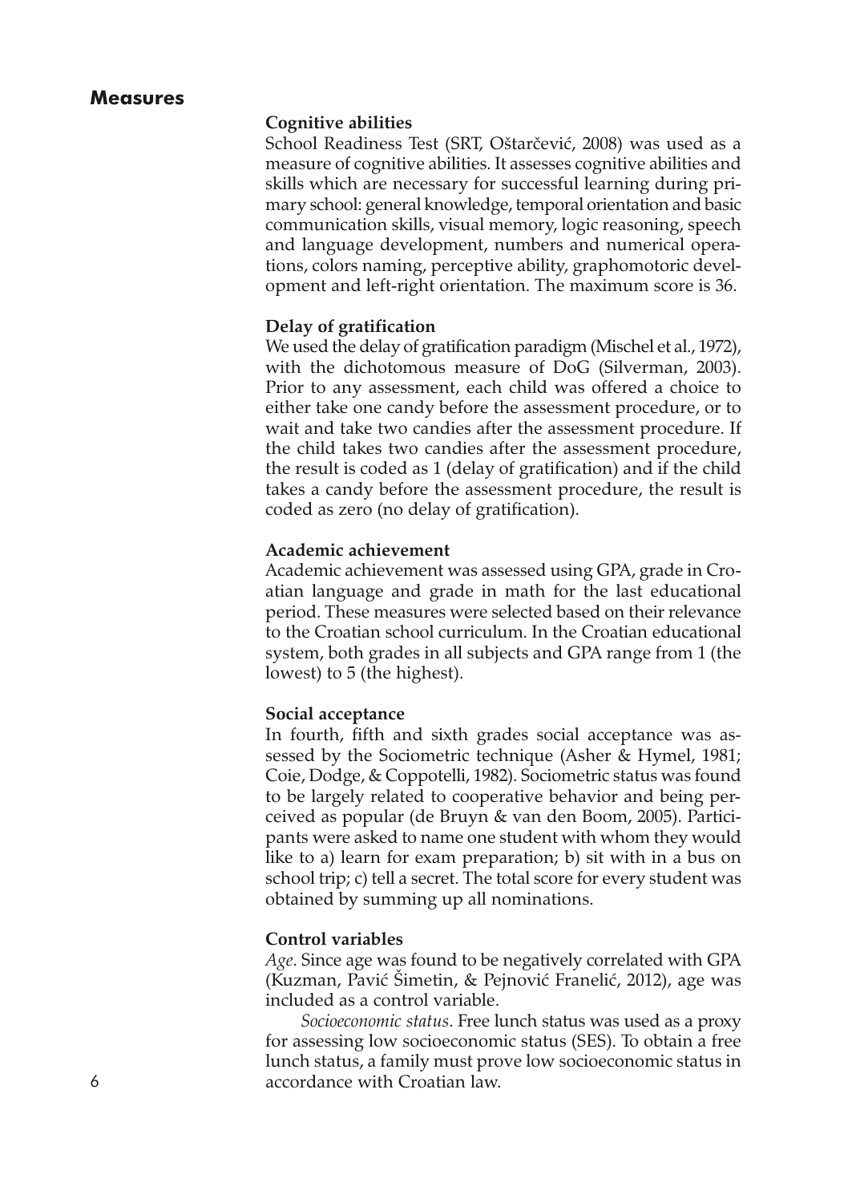## Measures

### Cognitive abilities

School Readiness Test (SRT, Oštarčević, 2008) was used as a measure of cognitive abilities. It assesses cognitive abilities and skills which are necessary for successful learning during primary school: general knowledge, temporal orientation and basic communication skills, visual memory, logic reasoning, speech and language development, numbers and numerical operations, colors naming, perceptive ability, graphomotoric development and left-right orientation. The maximum score is 36.

### Delay of gratification

We used the delay of gratification paradigm (Mischel et al., 1972), with the dichotomous measure of DoG (Silverman, 2003). Prior to any assessment, each child was offered a choice to either take one candy before the assessment procedure, or to wait and take two candies after the assessment procedure. If the child takes two candies after the assessment procedure, the result is coded as 1 (delay of gratification) and if the child takes a candy before the assessment procedure, the result is coded as zero (no delay of gratification).

### Academic achievement

Academic achievement was assessed using GPA, grade in Croatian language and grade in math for the last educational period. These measures were selected based on their relevance to the Croatian school curriculum. In the Croatian educational system, both grades in all subjects and GPA range from 1 (the lowest) to 5 (the highest).

### Social acceptance

In fourth, fifth and sixth grades social acceptance was assessed by the Sociometric technique (Asher & Hymel, 1981; Coie, Dodge, & Coppotelli, 1982). Sociometric status was found to be largely related to cooperative behavior and being perceived as popular (de Bruyn & van den Boom, 2005). Participants were asked to name one student with whom they would like to a) learn for exam preparation; b) sit with in a bus on school trip; c) tell a secret. The total score for every student was obtained by summing up all nominations.

### Control variables

*Age*. Since age was found to be negatively correlated with GPA (Kuzman, Pavić Šimetin, & Pejnović Franelić, 2012), age was included as a control variable.

*Socioeconomic status*. Free lunch status was used as a proxy for assessing low socioeconomic status (SES). To obtain a free lunch status, a family must prove low socioeconomic status in accordance with Croatian law.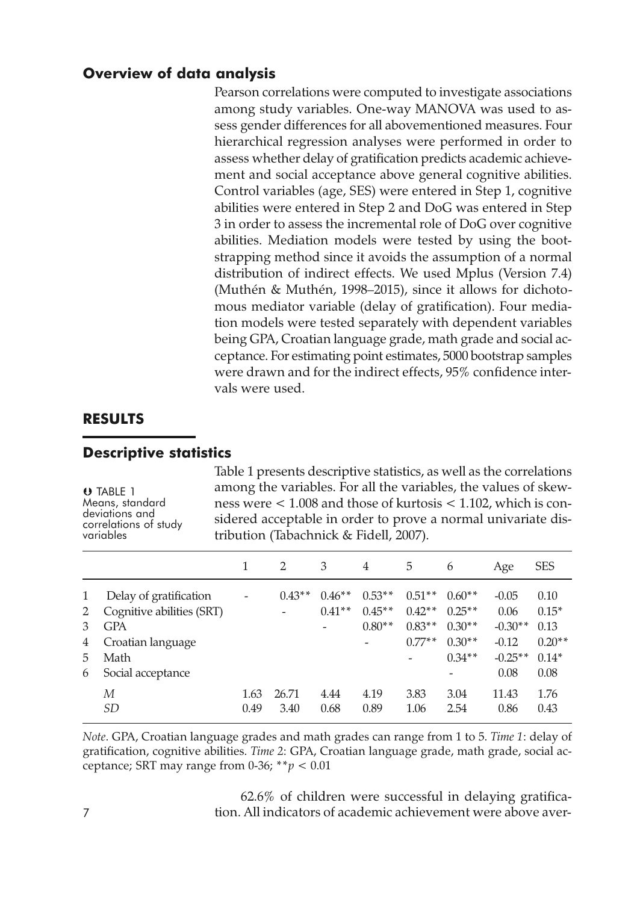## Overview of data analysis

Pearson correlations were computed to investigate associations among study variables. One-way MANOVA was used to assess gender differences for all abovementioned measures. Four hierarchical regression analyses were performed in order to assess whether delay of gratification predicts academic achievement and social acceptance above general cognitive abilities. Control variables (age, SES) were entered in Step 1, cognitive abilities were entered in Step 2 and DoG was entered in Step 3 in order to assess the incremental role of DoG over cognitive abilities. Mediation models were tested by using the bootstrapping method since it avoids the assumption of a normal distribution of indirect effects. We used Mplus (Version 7.4) (Muthén & Muthén, 1998–2015), since it allows for dichotomous mediator variable (delay of gratification). Four mediation models were tested separately with dependent variables being GPA, Croatian language grade, math grade and social acceptance. For estimating point estimates, 5000 bootstrap samples were drawn and for the indirect effects, 95% confidence intervals were used.

# RESULTS

## Descriptive statistics

Table 1 presents descriptive statistics, as well as the correlations among the variables. For all the variables, the values of skewness were < 1.008 and those of kurtosis < 1.102, which is considered acceptable in order to prove a normal univariate distribution (Tabachnick & Fidell, 2007).

TABLE 1
Means, standard deviations and correlations of study variables

| | | 1 | 2 | 3 | 4 | 5 | 6 | Age | SES |
|---|---|---|---|---|---|---|---|---|---|
| 1 | Delay of gratification | - | 0.43** | 0.46** | 0.53** | 0.51** | 0.60** | -0.05 | 0.10 |
| 2 | Cognitive abilities (SRT) | | - | 0.41** | 0.45** | 0.42** | 0.25** | 0.06 | 0.15* |
| 3 | GPA | | | - | 0.80** | 0.83** | 0.30** | -0.30** | 0.13 |
| 4 | Croatian language | | | | - | 0.77** | 0.30** | -0.12 | 0.20** |
| 5 | Math | | | | | - | 0.34** | -0.25** | 0.14* |
| 6 | Social acceptance | | | | | | - | 0.08 | 0.08 |
| | *M* | 1.63 | 26.71 | 4.44 | 4.19 | 3.83 | 3.04 | 11.43 | 1.76 |
| | *SD* | 0.49 | 3.40 | 0.68 | 0.89 | 1.06 | 2.54 | 0.86 | 0.43 |

*Note*. GPA, Croatian language grades and math grades can range from 1 to 5. *Time 1*: delay of gratification, cognitive abilities. *Time 2*: GPA, Croatian language grade, math grade, social acceptance; SRT may range from 0-36; ***p* < 0.01

62.6% of children were successful in delaying gratification. All indicators of academic achievement were above aver-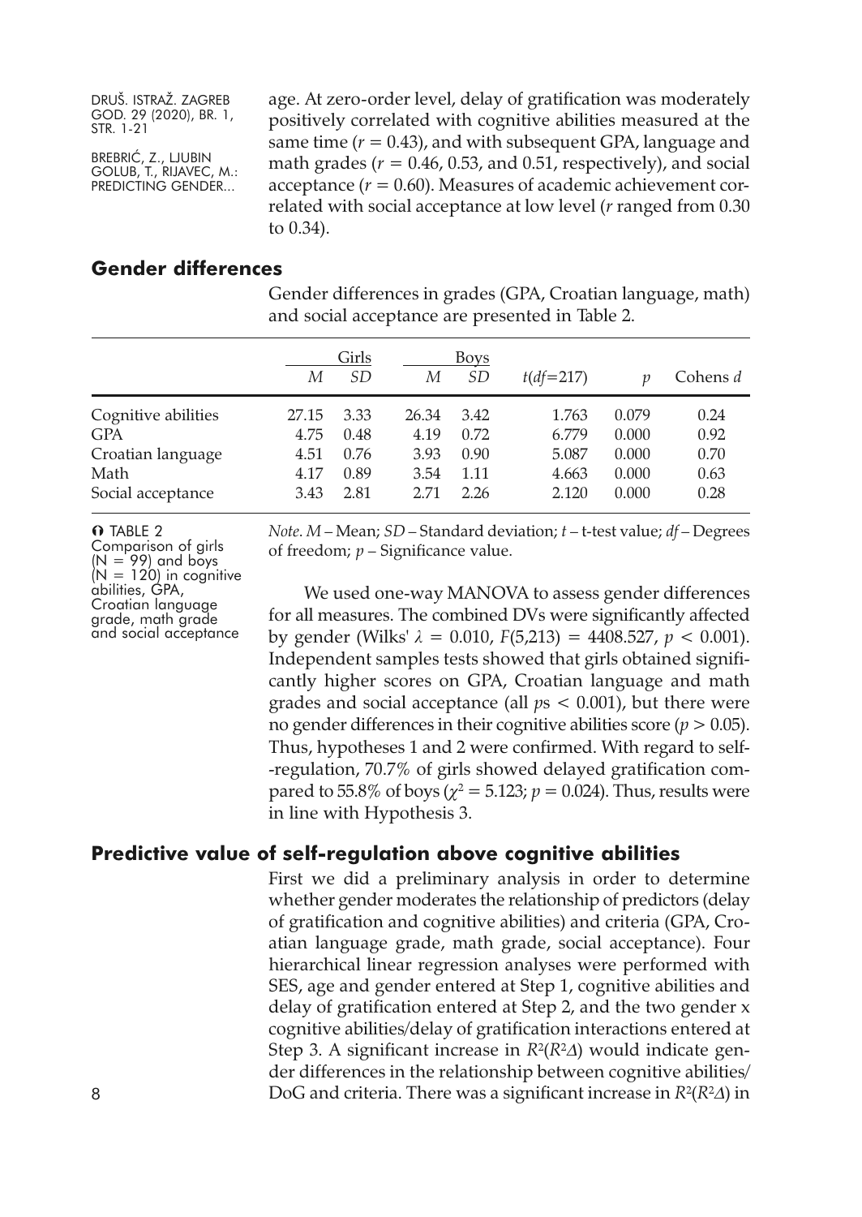age. At zero-order level, delay of gratification was moderately positively correlated with cognitive abilities measured at the same time ($r = 0.43$), and with subsequent GPA, language and math grades ($r = 0.46$, 0.53, and 0.51, respectively), and social acceptance ($r = 0.60$). Measures of academic achievement correlated with social acceptance at low level ($r$ ranged from 0.30 to 0.34).

## Gender differences

Gender differences in grades (GPA, Croatian language, math) and social acceptance are presented in Table 2.

| | Girls | | Boys | | | | |
|---|---|---|---|---|---|---|---|
| | *M* | *SD* | *M* | *SD* | $t(df{=}217)$ | $p$ | Cohens $d$ |
| Cognitive abilities | 27.15 | 3.33 | 26.34 | 3.42 | 1.763 | 0.079 | 0.24 |
| GPA | 4.75 | 0.48 | 4.19 | 0.72 | 6.779 | 0.000 | 0.92 |
| Croatian language | 4.51 | 0.76 | 3.93 | 0.90 | 5.087 | 0.000 | 0.70 |
| Math | 4.17 | 0.89 | 3.54 | 1.11 | 4.663 | 0.000 | 0.63 |
| Social acceptance | 3.43 | 2.81 | 2.71 | 2.26 | 2.120 | 0.000 | 0.28 |

TABLE 2
Comparison of girls (N = 99) and boys (N = 120) in cognitive abilities, GPA, Croatian language grade, math grade and social acceptance

*Note. M* – Mean; *SD* – Standard deviation; *t* – t-test value; *df* – Degrees of freedom; *p* – Significance value.

We used one-way MANOVA to assess gender differences for all measures. The combined DVs were significantly affected by gender (Wilks' $\lambda = 0.010$, $F(5,213) = 4408.527$, $p < 0.001$). Independent samples tests showed that girls obtained significantly higher scores on GPA, Croatian language and math grades and social acceptance (all $p$s $< 0.001$), but there were no gender differences in their cognitive abilities score ($p > 0.05$). Thus, hypotheses 1 and 2 were confirmed. With regard to self-regulation, 70.7% of girls showed delayed gratification compared to 55.8% of boys ($\chi^2 = 5.123$; $p = 0.024$). Thus, results were in line with Hypothesis 3.

## Predictive value of self-regulation above cognitive abilities

First we did a preliminary analysis in order to determine whether gender moderates the relationship of predictors (delay of gratification and cognitive abilities) and criteria (GPA, Croatian language grade, math grade, social acceptance). Four hierarchical linear regression analyses were performed with SES, age and gender entered at Step 1, cognitive abilities and delay of gratification entered at Step 2, and the two gender x cognitive abilities/delay of gratification interactions entered at Step 3. A significant increase in $R^2(R^2\Delta)$ would indicate gender differences in the relationship between cognitive abilities/ DoG and criteria. There was a significant increase in $R^2(R^2\Delta)$ in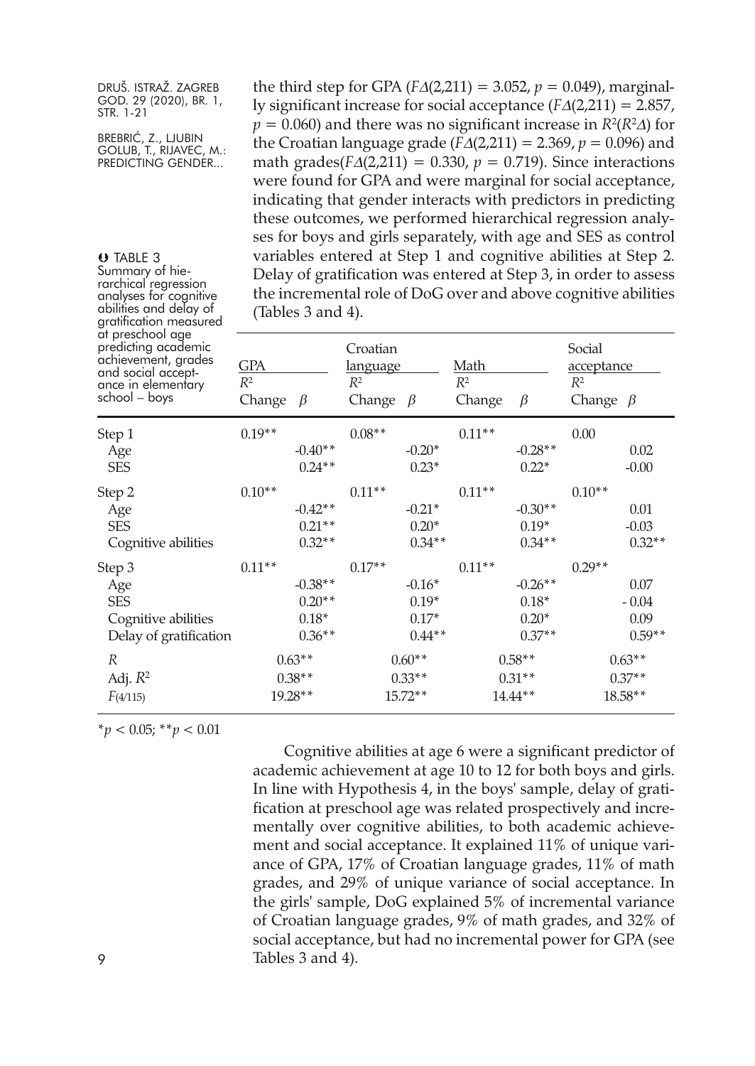the third step for GPA ($F\Delta(2{,}211) = 3.052$, $p = 0.049$), marginally significant increase for social acceptance ($F\Delta(2{,}211) = 2.857$, $p = 0.060$) and there was no significant increase in $R^2(R^2\Delta)$ for the Croatian language grade ($F\Delta(2{,}211) = 2.369$, $p = 0.096$) and math grades($F\Delta(2{,}211) = 0.330$, $p = 0.719$). Since interactions were found for GPA and were marginal for social acceptance, indicating that gender interacts with predictors in predicting these outcomes, we performed hierarchical regression analyses for boys and girls separately, with age and SES as control variables entered at Step 1 and cognitive abilities at Step 2. Delay of gratification was entered at Step 3, in order to assess the incremental role of DoG over and above cognitive abilities (Tables 3 and 4).

TABLE 3
Summary of hierarchical regression analyses for cognitive abilities and delay of gratification measured at preschool age predicting academic achievement, grades and social acceptance in elementary school – boys

| | GPA | | Croatian language | | Math | | Social acceptance | |
|---|---|---|---|---|---|---|---|---|
| | $R^2$ Change | $\beta$ | $R^2$ Change | $\beta$ | $R^2$ Change | $\beta$ | $R^2$ Change | $\beta$ |
| Step 1 | 0.19** | | 0.08** | | 0.11** | | 0.00 | |
| Age | | -0.40** | | -0.20* | | -0.28** | | 0.02 |
| SES | | 0.24** | | 0.23* | | 0.22* | | -0.00 |
| Step 2 | 0.10** | | 0.11** | | 0.11** | | 0.10** | |
| Age | | -0.42** | | -0.21* | | -0.30** | | 0.01 |
| SES | | 0.21** | | 0.20* | | 0.19* | | -0.03 |
| Cognitive abilities | | 0.32** | | 0.34** | | 0.34** | | 0.32** |
| Step 3 | 0.11** | | 0.17** | | 0.11** | | 0.29** | |
| Age | | -0.38** | | -0.16* | | -0.26** | | 0.07 |
| SES | | 0.20** | | 0.19* | | 0.18* | | - 0.04 |
| Cognitive abilities | | 0.18* | | 0.17* | | 0.20* | | 0.09 |
| Delay of gratification | | 0.36** | | 0.44** | | 0.37** | | 0.59** |
| $R$ | 0.63** | | 0.60** | | 0.58** | | 0.63** | |
| Adj. $R^2$ | 0.38** | | 0.33** | | 0.31** | | 0.37** | |
| $F_{(4/115)}$ | 19.28** | | 15.72** | | 14.44** | | 18.58** | |

*$p < 0.05$; **$p < 0.01$

Cognitive abilities at age 6 were a significant predictor of academic achievement at age 10 to 12 for both boys and girls. In line with Hypothesis 4, in the boys' sample, delay of gratification at preschool age was related prospectively and incrementally over cognitive abilities, to both academic achievement and social acceptance. It explained 11% of unique variance of GPA, 17% of Croatian language grades, 11% of math grades, and 29% of unique variance of social acceptance. In the girls' sample, DoG explained 5% of incremental variance of Croatian language grades, 9% of math grades, and 32% of social acceptance, but had no incremental power for GPA (see Tables 3 and 4).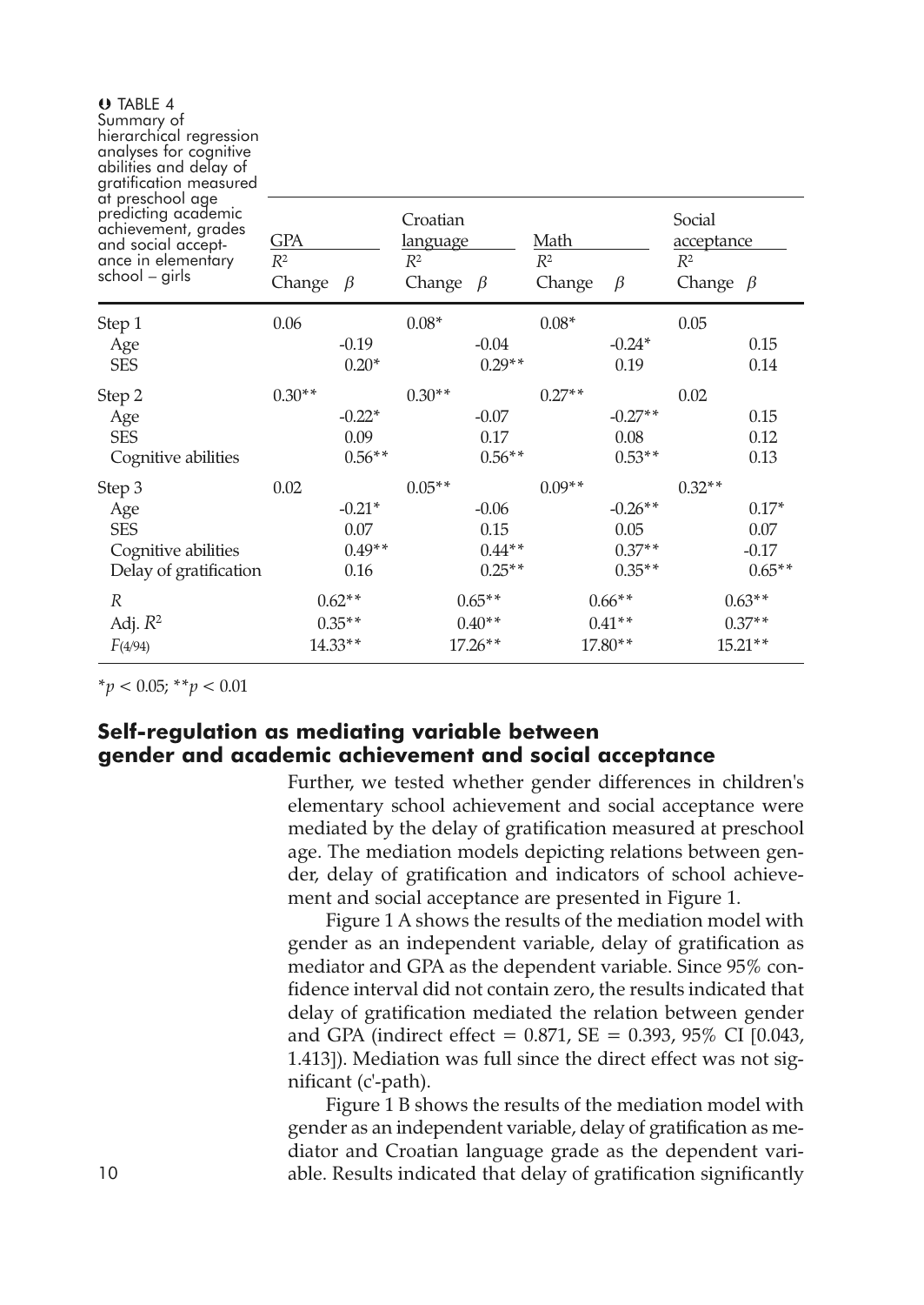TABLE 4
Summary of hierarchical regression analyses for cognitive abilities and delay of gratification measured at preschool age predicting academic achievement, grades and social acceptance in elementary school – girls

| | GPA | | Croatian language | | Math | | Social acceptance | |
|---|---|---|---|---|---|---|---|---|
| | $R^2$ Change | $\beta$ | $R^2$ Change | $\beta$ | $R^2$ Change | $\beta$ | $R^2$ Change | $\beta$ |
| Step 1 | 0.06 | | 0.08* | | 0.08* | | 0.05 | |
| Age | | -0.19 | | -0.04 | | -0.24* | | 0.15 |
| SES | | 0.20* | | 0.29** | | 0.19 | | 0.14 |
| Step 2 | 0.30** | | 0.30** | | 0.27** | | 0.02 | |
| Age | | -0.22* | | -0.07 | | -0.27** | | 0.15 |
| SES | | 0.09 | | 0.17 | | 0.08 | | 0.12 |
| Cognitive abilities | | 0.56** | | 0.56** | | 0.53** | | 0.13 |
| Step 3 | 0.02 | | 0.05** | | 0.09** | | 0.32** | |
| Age | | -0.21* | | -0.06 | | -0.26** | | 0.17* |
| SES | | 0.07 | | 0.15 | | 0.05 | | 0.07 |
| Cognitive abilities | | 0.49** | | 0.44** | | 0.37** | | -0.17 |
| Delay of gratification | | 0.16 | | 0.25** | | 0.35** | | 0.65** |
| $R$ | 0.62** | | 0.65** | | 0.66** | | 0.63** | |
| Adj. $R^2$ | 0.35** | | 0.40** | | 0.41** | | 0.37** | |
| $F_{(4/94)}$ | 14.33** | | 17.26** | | 17.80** | | 15.21** | |

*$p < 0.05$; **$p < 0.01$

## Self-regulation as mediating variable between gender and academic achievement and social acceptance

Further, we tested whether gender differences in children's elementary school achievement and social acceptance were mediated by the delay of gratification measured at preschool age. The mediation models depicting relations between gender, delay of gratification and indicators of school achievement and social acceptance are presented in Figure 1.

Figure 1 A shows the results of the mediation model with gender as an independent variable, delay of gratification as mediator and GPA as the dependent variable. Since 95% confidence interval did not contain zero, the results indicated that delay of gratification mediated the relation between gender and GPA (indirect effect = 0.871, SE = 0.393, 95% CI [0.043, 1.413]). Mediation was full since the direct effect was not significant (c'-path).

Figure 1 B shows the results of the mediation model with gender as an independent variable, delay of gratification as mediator and Croatian language grade as the dependent variable. Results indicated that delay of gratification significantly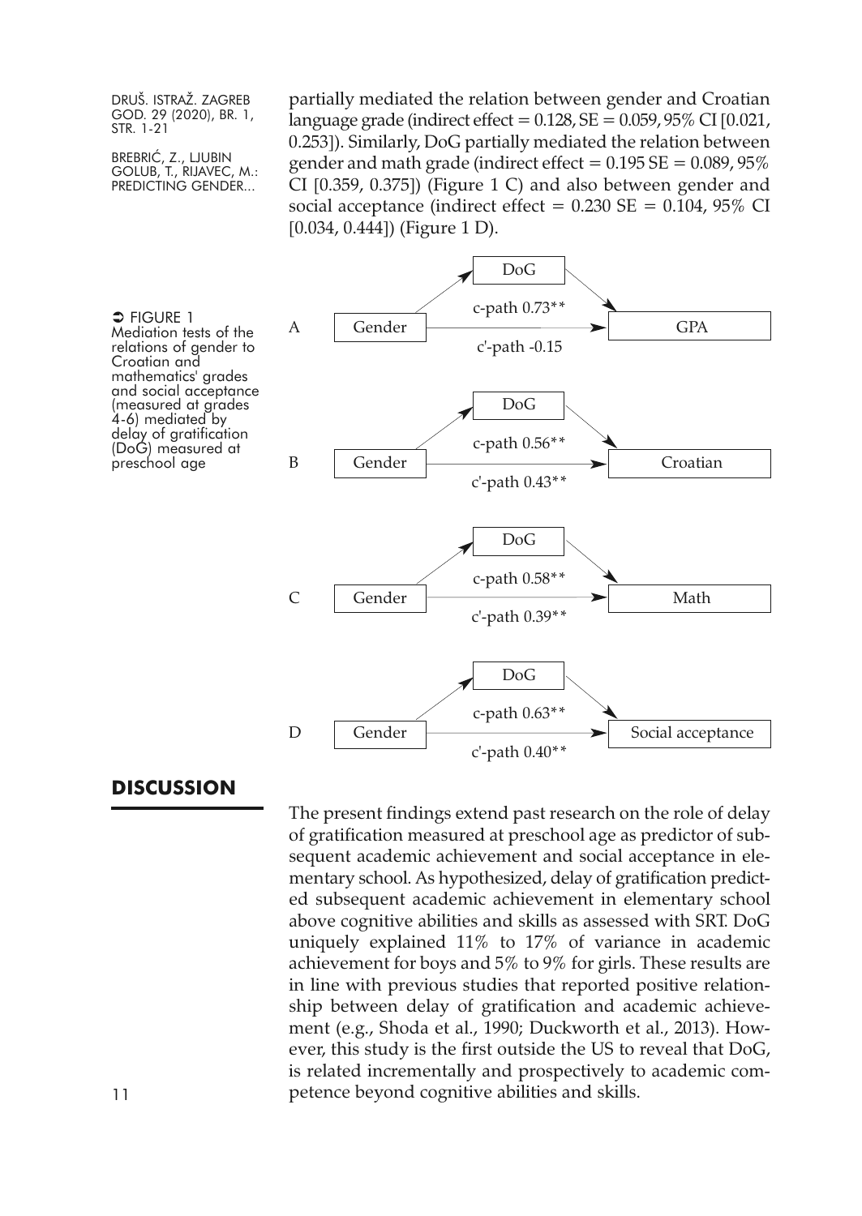partially mediated the relation between gender and Croatian language grade (indirect effect = 0.128, SE = 0.059, 95% CI [0.021, 0.253]). Similarly, DoG partially mediated the relation between gender and math grade (indirect effect = 0.195 SE = 0.089, 95% CI [0.359, 0.375]) (Figure 1 C) and also between gender and social acceptance (indirect effect = 0.230 SE = 0.104, 95% CI [0.034, 0.444]) (Figure 1 D).

➲ FIGURE 1
Mediation tests of the relations of gender to Croatian and mathematics' grades and social acceptance (measured at grades 4-6) mediated by delay of gratification (DoG) measured at preschool age

A: Gender → DoG → GPA; c-path 0.73**; c'-path -0.15

B: Gender → DoG → Croatian; c-path 0.56**; c'-path 0.43**

C: Gender → DoG → Math; c-path 0.58**; c'-path 0.39**

D: Gender → DoG → Social acceptance; c-path 0.63**; c'-path 0.40**

## DISCUSSION

The present findings extend past research on the role of delay of gratification measured at preschool age as predictor of subsequent academic achievement and social acceptance in elementary school. As hypothesized, delay of gratification predicted subsequent academic achievement in elementary school above cognitive abilities and skills as assessed with SRT. DoG uniquely explained 11% to 17% of variance in academic achievement for boys and 5% to 9% for girls. These results are in line with previous studies that reported positive relationship between delay of gratification and academic achievement (e.g., Shoda et al., 1990; Duckworth et al., 2013). However, this study is the first outside the US to reveal that DoG, is related incrementally and prospectively to academic competence beyond cognitive abilities and skills.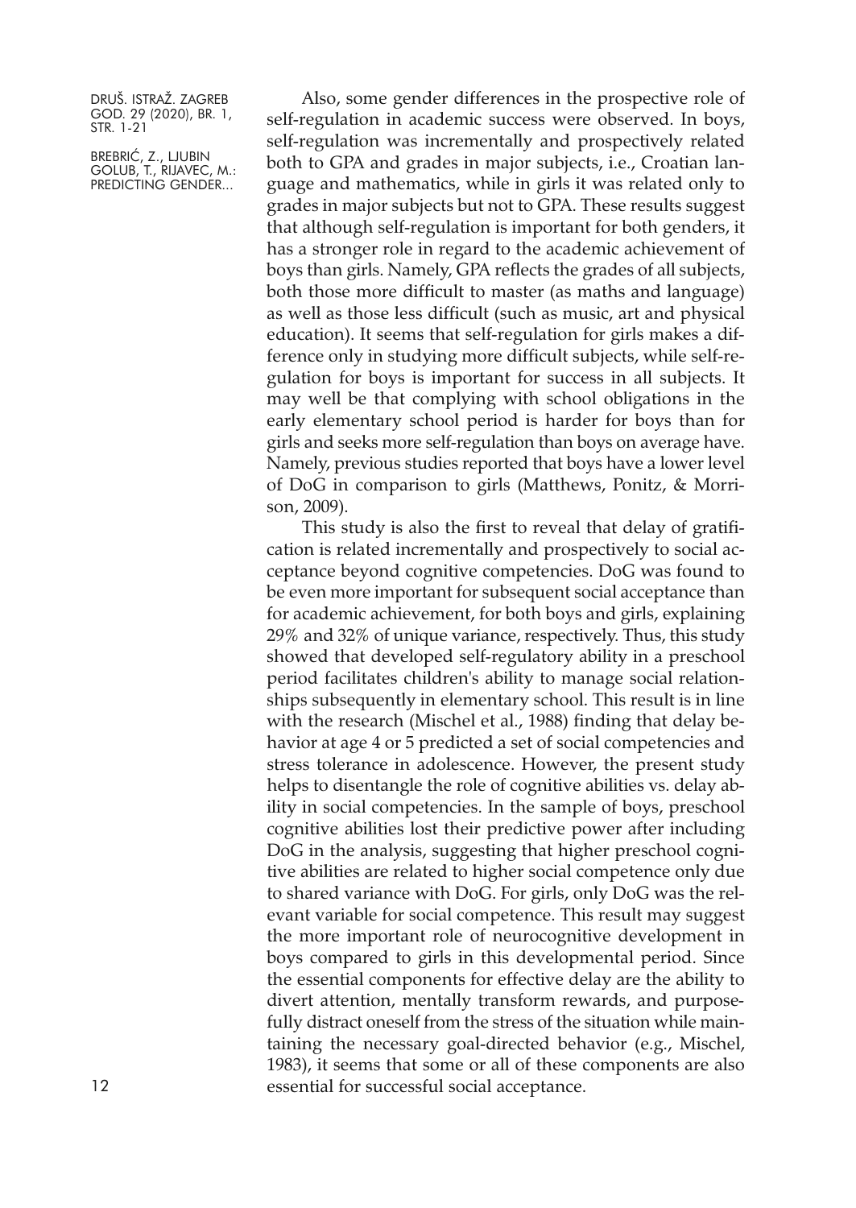Also, some gender differences in the prospective role of self-regulation in academic success were observed. In boys, self-regulation was incrementally and prospectively related both to GPA and grades in major subjects, i.e., Croatian language and mathematics, while in girls it was related only to grades in major subjects but not to GPA. These results suggest that although self-regulation is important for both genders, it has a stronger role in regard to the academic achievement of boys than girls. Namely, GPA reflects the grades of all subjects, both those more difficult to master (as maths and language) as well as those less difficult (such as music, art and physical education). It seems that self-regulation for girls makes a difference only in studying more difficult subjects, while self-regulation for boys is important for success in all subjects. It may well be that complying with school obligations in the early elementary school period is harder for boys than for girls and seeks more self-regulation than boys on average have. Namely, previous studies reported that boys have a lower level of DoG in comparison to girls (Matthews, Ponitz, & Morrison, 2009).

This study is also the first to reveal that delay of gratification is related incrementally and prospectively to social acceptance beyond cognitive competencies. DoG was found to be even more important for subsequent social acceptance than for academic achievement, for both boys and girls, explaining 29% and 32% of unique variance, respectively. Thus, this study showed that developed self-regulatory ability in a preschool period facilitates children's ability to manage social relationships subsequently in elementary school. This result is in line with the research (Mischel et al., 1988) finding that delay behavior at age 4 or 5 predicted a set of social competencies and stress tolerance in adolescence. However, the present study helps to disentangle the role of cognitive abilities vs. delay ability in social competencies. In the sample of boys, preschool cognitive abilities lost their predictive power after including DoG in the analysis, suggesting that higher preschool cognitive abilities are related to higher social competence only due to shared variance with DoG. For girls, only DoG was the relevant variable for social competence. This result may suggest the more important role of neurocognitive development in boys compared to girls in this developmental period. Since the essential components for effective delay are the ability to divert attention, mentally transform rewards, and purposefully distract oneself from the stress of the situation while maintaining the necessary goal-directed behavior (e.g., Mischel, 1983), it seems that some or all of these components are also essential for successful social acceptance.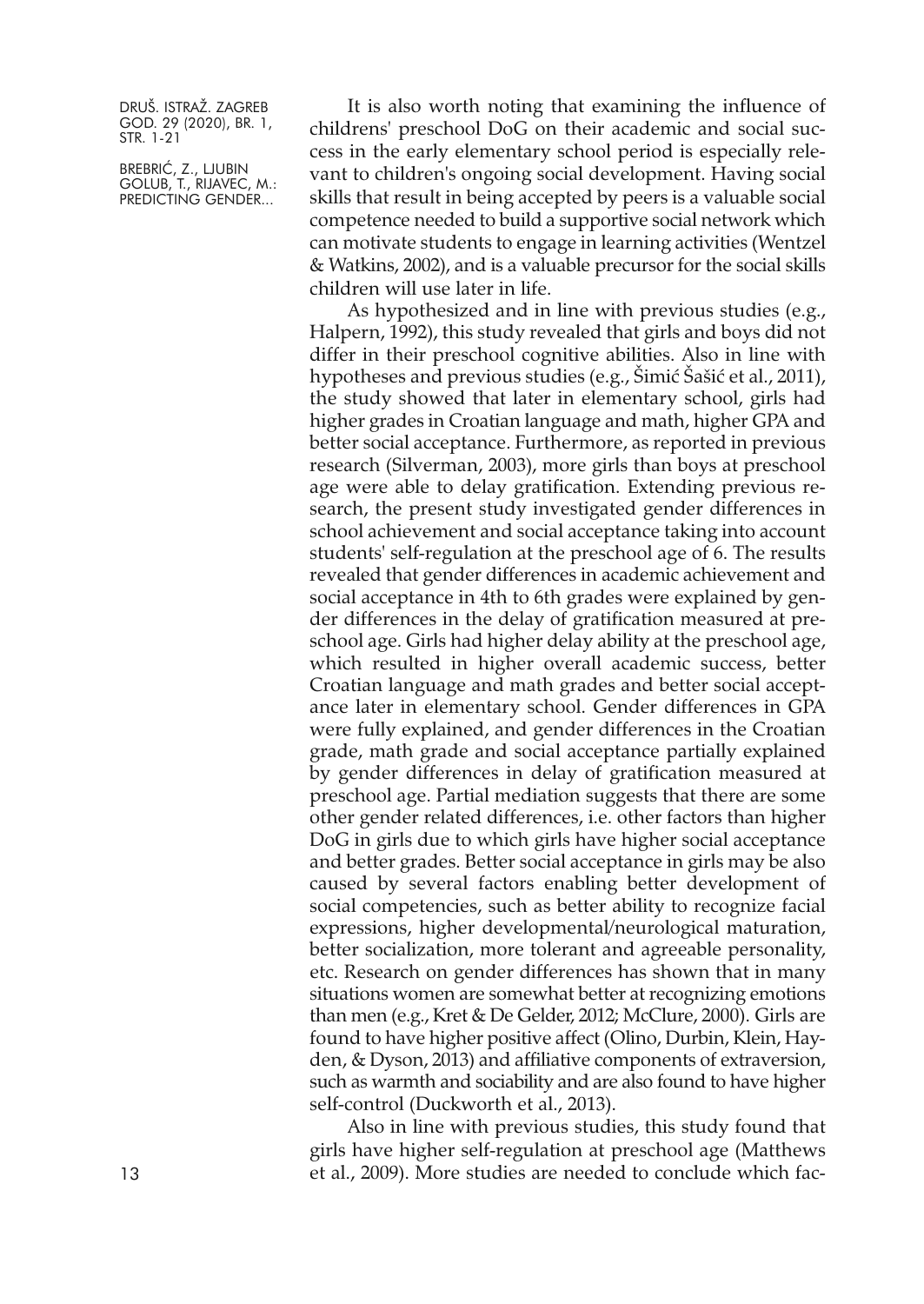It is also worth noting that examining the influence of childrens' preschool DoG on their academic and social success in the early elementary school period is especially relevant to children's ongoing social development. Having social skills that result in being accepted by peers is a valuable social competence needed to build a supportive social network which can motivate students to engage in learning activities (Wentzel & Watkins, 2002), and is a valuable precursor for the social skills children will use later in life.

As hypothesized and in line with previous studies (e.g., Halpern, 1992), this study revealed that girls and boys did not differ in their preschool cognitive abilities. Also in line with hypotheses and previous studies (e.g., Šimić Šašić et al., 2011), the study showed that later in elementary school, girls had higher grades in Croatian language and math, higher GPA and better social acceptance. Furthermore, as reported in previous research (Silverman, 2003), more girls than boys at preschool age were able to delay gratification. Extending previous research, the present study investigated gender differences in school achievement and social acceptance taking into account students' self-regulation at the preschool age of 6. The results revealed that gender differences in academic achievement and social acceptance in 4th to 6th grades were explained by gender differences in the delay of gratification measured at preschool age. Girls had higher delay ability at the preschool age, which resulted in higher overall academic success, better Croatian language and math grades and better social acceptance later in elementary school. Gender differences in GPA were fully explained, and gender differences in the Croatian grade, math grade and social acceptance partially explained by gender differences in delay of gratification measured at preschool age. Partial mediation suggests that there are some other gender related differences, i.e. other factors than higher DoG in girls due to which girls have higher social acceptance and better grades. Better social acceptance in girls may be also caused by several factors enabling better development of social competencies, such as better ability to recognize facial expressions, higher developmental/neurological maturation, better socialization, more tolerant and agreeable personality, etc. Research on gender differences has shown that in many situations women are somewhat better at recognizing emotions than men (e.g., Kret & De Gelder, 2012; McClure, 2000). Girls are found to have higher positive affect (Olino, Durbin, Klein, Hayden, & Dyson, 2013) and affiliative components of extraversion, such as warmth and sociability and are also found to have higher self-control (Duckworth et al., 2013).

Also in line with previous studies, this study found that girls have higher self-regulation at preschool age (Matthews et al., 2009). More studies are needed to conclude which fac-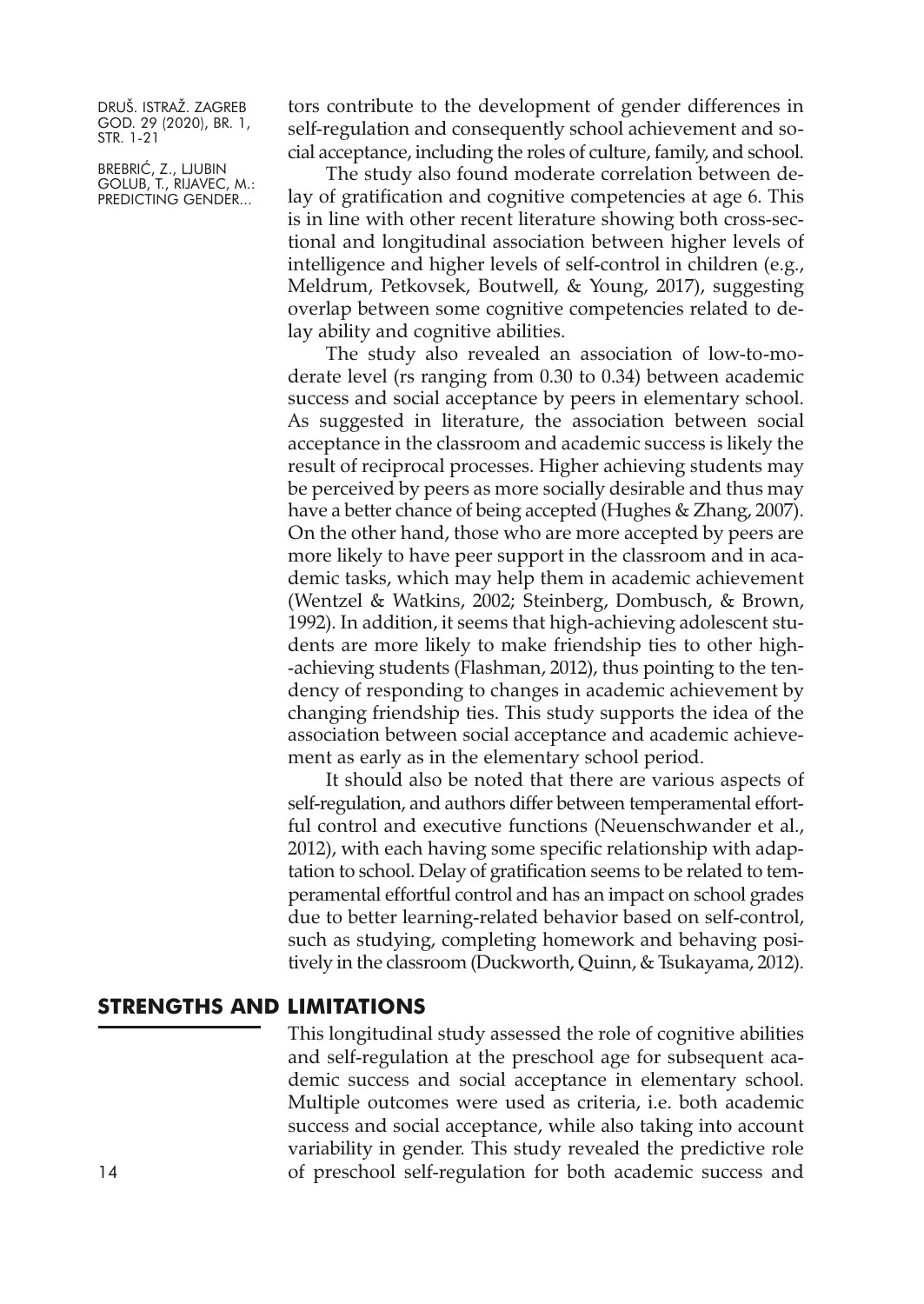tors contribute to the development of gender differences in self-regulation and consequently school achievement and social acceptance, including the roles of culture, family, and school.

The study also found moderate correlation between delay of gratification and cognitive competencies at age 6. This is in line with other recent literature showing both cross-sectional and longitudinal association between higher levels of intelligence and higher levels of self-control in children (e.g., Meldrum, Petkovsek, Boutwell, & Young, 2017), suggesting overlap between some cognitive competencies related to delay ability and cognitive abilities.

The study also revealed an association of low-to-moderate level (rs ranging from 0.30 to 0.34) between academic success and social acceptance by peers in elementary school. As suggested in literature, the association between social acceptance in the classroom and academic success is likely the result of reciprocal processes. Higher achieving students may be perceived by peers as more socially desirable and thus may have a better chance of being accepted (Hughes & Zhang, 2007). On the other hand, those who are more accepted by peers are more likely to have peer support in the classroom and in academic tasks, which may help them in academic achievement (Wentzel & Watkins, 2002; Steinberg, Dombusch, & Brown, 1992). In addition, it seems that high-achieving adolescent students are more likely to make friendship ties to other high-achieving students (Flashman, 2012), thus pointing to the tendency of responding to changes in academic achievement by changing friendship ties. This study supports the idea of the association between social acceptance and academic achievement as early as in the elementary school period.

It should also be noted that there are various aspects of self-regulation, and authors differ between temperamental effortful control and executive functions (Neuenschwander et al., 2012), with each having some specific relationship with adaptation to school. Delay of gratification seems to be related to temperamental effortful control and has an impact on school grades due to better learning-related behavior based on self-control, such as studying, completing homework and behaving positively in the classroom (Duckworth, Quinn, & Tsukayama, 2012).

## STRENGTHS AND LIMITATIONS

This longitudinal study assessed the role of cognitive abilities and self-regulation at the preschool age for subsequent academic success and social acceptance in elementary school. Multiple outcomes were used as criteria, i.e. both academic success and social acceptance, while also taking into account variability in gender. This study revealed the predictive role of preschool self-regulation for both academic success and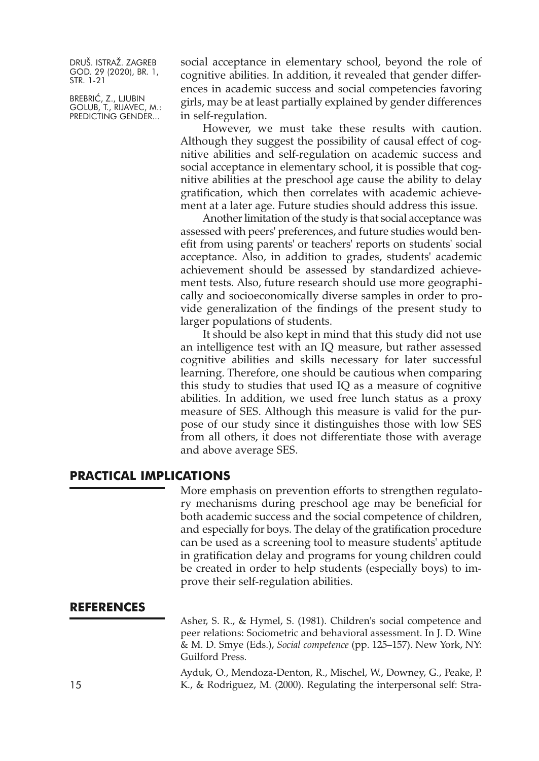social acceptance in elementary school, beyond the role of cognitive abilities. In addition, it revealed that gender differences in academic success and social competencies favoring girls, may be at least partially explained by gender differences in self-regulation.

However, we must take these results with caution. Although they suggest the possibility of causal effect of cognitive abilities and self-regulation on academic success and social acceptance in elementary school, it is possible that cognitive abilities at the preschool age cause the ability to delay gratification, which then correlates with academic achievement at a later age. Future studies should address this issue.

Another limitation of the study is that social acceptance was assessed with peers' preferences, and future studies would benefit from using parents' or teachers' reports on students' social acceptance. Also, in addition to grades, students' academic achievement should be assessed by standardized achievement tests. Also, future research should use more geographically and socioeconomically diverse samples in order to provide generalization of the findings of the present study to larger populations of students.

It should be also kept in mind that this study did not use an intelligence test with an IQ measure, but rather assessed cognitive abilities and skills necessary for later successful learning. Therefore, one should be cautious when comparing this study to studies that used IQ as a measure of cognitive abilities. In addition, we used free lunch status as a proxy measure of SES. Although this measure is valid for the purpose of our study since it distinguishes those with low SES from all others, it does not differentiate those with average and above average SES.

## PRACTICAL IMPLICATIONS

More emphasis on prevention efforts to strengthen regulatory mechanisms during preschool age may be beneficial for both academic success and the social competence of children, and especially for boys. The delay of the gratification procedure can be used as a screening tool to measure students' aptitude in gratification delay and programs for young children could be created in order to help students (especially boys) to improve their self-regulation abilities.

## REFERENCES

Asher, S. R., & Hymel, S. (1981). Children's social competence and peer relations: Sociometric and behavioral assessment. In J. D. Wine & M. D. Smye (Eds.), *Social competence* (pp. 125–157). New York, NY: Guilford Press.

Ayduk, O., Mendoza-Denton, R., Mischel, W., Downey, G., Peake, P. K., & Rodriguez, M. (2000). Regulating the interpersonal self: Stra-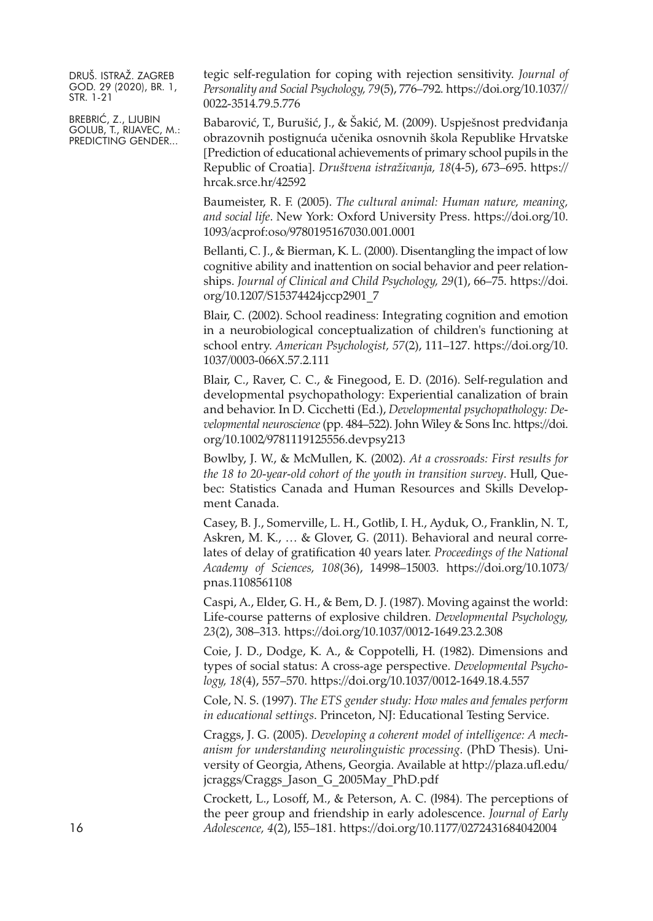tegic self-regulation for coping with rejection sensitivity. *Journal of Personality and Social Psychology, 79*(5), 776–792. https://doi.org/10.1037// 0022-3514.79.5.776

Babarović, T., Burušić, J., & Šakić, M. (2009). Uspješnost predviđanja obrazovnih postignuća učenika osnovnih škola Republike Hrvatske [Prediction of educational achievements of primary school pupils in the Republic of Croatia]. *Društvena istraživanja, 18*(4-5), 673–695. https:// hrcak.srce.hr/42592

Baumeister, R. F. (2005). *The cultural animal: Human nature, meaning, and social life*. New York: Oxford University Press. https://doi.org/10. 1093/acprof:oso/9780195167030.001.0001

Bellanti, C. J., & Bierman, K. L. (2000). Disentangling the impact of low cognitive ability and inattention on social behavior and peer relationships. *Journal of Clinical and Child Psychology, 29*(1), 66–75. https://doi. org/10.1207/S15374424jccp2901_7

Blair, C. (2002). School readiness: Integrating cognition and emotion in a neurobiological conceptualization of children's functioning at school entry. *American Psychologist, 57*(2), 111–127. https://doi.org/10. 1037/0003-066X.57.2.111

Blair, C., Raver, C. C., & Finegood, E. D. (2016). Self-regulation and developmental psychopathology: Experiential canalization of brain and behavior. In D. Cicchetti (Ed.), *Developmental psychopathology: Developmental neuroscience* (pp. 484–522). John Wiley & Sons Inc. https://doi. org/10.1002/9781119125556.devpsy213

Bowlby, J. W., & McMullen, K. (2002). *At a crossroads: First results for the 18 to 20-year-old cohort of the youth in transition survey*. Hull, Quebec: Statistics Canada and Human Resources and Skills Development Canada.

Casey, B. J., Somerville, L. H., Gotlib, I. H., Ayduk, O., Franklin, N. T., Askren, M. K., … & Glover, G. (2011). Behavioral and neural correlates of delay of gratification 40 years later. *Proceedings of the National Academy of Sciences, 108*(36), 14998–15003. https://doi.org/10.1073/ pnas.1108561108

Caspi, A., Elder, G. H., & Bem, D. J. (1987). Moving against the world: Life-course patterns of explosive children. *Developmental Psychology, 23*(2), 308–313. https://doi.org/10.1037/0012-1649.23.2.308

Coie, J. D., Dodge, K. A., & Coppotelli, H. (1982). Dimensions and types of social status: A cross-age perspective. *Developmental Psychology, 18*(4), 557–570. https://doi.org/10.1037/0012-1649.18.4.557

Cole, N. S. (1997). *The ETS gender study: How males and females perform in educational settings*. Princeton, NJ: Educational Testing Service.

Craggs, J. G. (2005). *Developing a coherent model of intelligence: A mechanism for understanding neurolinguistic processing*. (PhD Thesis). University of Georgia, Athens, Georgia. Available at http://plaza.ufl.edu/ jcraggs/Craggs_Jason_G_2005May_PhD.pdf

Crockett, L., Losoff, M., & Peterson, A. C. (l984). The perceptions of the peer group and friendship in early adolescence. *Journal of Early Adolescence, 4*(2), l55–181. https://doi.org/10.1177/0272431684042004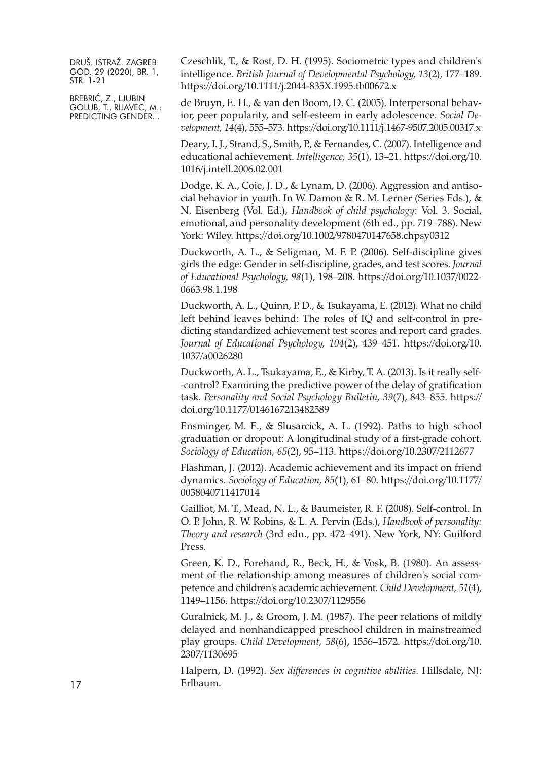Czeschlik, T., & Rost, D. H. (1995). Sociometric types and children's intelligence. *British Journal of Developmental Psychology, 13*(2), 177–189. https://doi.org/10.1111/j.2044-835X.1995.tb00672.x

de Bruyn, E. H., & van den Boom, D. C. (2005). Interpersonal behavior, peer popularity, and self-esteem in early adolescence. *Social Development, 14*(4), 555–573. https://doi.org/10.1111/j.1467-9507.2005.00317.x

Deary, I. J., Strand, S., Smith, P., & Fernandes, C. (2007). Intelligence and educational achievement. *Intelligence, 35*(1), 13–21. https://doi.org/10.1016/j.intell.2006.02.001

Dodge, K. A., Coie, J. D., & Lynam, D. (2006). Aggression and antisocial behavior in youth. In W. Damon & R. M. Lerner (Series Eds.), & N. Eisenberg (Vol. Ed.), *Handbook of child psychology*: Vol. 3. Social, emotional, and personality development (6th ed., pp. 719–788). New York: Wiley. https://doi.org/10.1002/9780470147658.chpsy0312

Duckworth, A. L., & Seligman, M. F. P. (2006). Self-discipline gives girls the edge: Gender in self-discipline, grades, and test scores. *Journal of Educational Psychology, 98*(1), 198–208. https://doi.org/10.1037/0022-0663.98.1.198

Duckworth, A. L., Quinn, P. D., & Tsukayama, E. (2012). What no child left behind leaves behind: The roles of IQ and self-control in predicting standardized achievement test scores and report card grades. *Journal of Educational Psychology, 104*(2), 439–451. https://doi.org/10.1037/a0026280

Duckworth, A. L., Tsukayama, E., & Kirby, T. A. (2013). Is it really self--control? Examining the predictive power of the delay of gratification task. *Personality and Social Psychology Bulletin, 39*(7), 843–855. https://doi.org/10.1177/0146167213482589

Ensminger, M. E., & Slusarcick, A. L. (1992). Paths to high school graduation or dropout: A longitudinal study of a first-grade cohort. *Sociology of Education, 65*(2), 95–113. https://doi.org/10.2307/2112677

Flashman, J. (2012). Academic achievement and its impact on friend dynamics. *Sociology of Education, 85*(1), 61–80. https://doi.org/10.1177/0038040711417014

Gailliot, M. T., Mead, N. L., & Baumeister, R. F. (2008). Self-control. In O. P. John, R. W. Robins, & L. A. Pervin (Eds.), *Handbook of personality: Theory and research* (3rd edn., pp. 472–491). New York, NY: Guilford Press.

Green, K. D., Forehand, R., Beck, H., & Vosk, B. (1980). An assessment of the relationship among measures of children's social competence and children's academic achievement. *Child Development, 51*(4), 1149–1156. https://doi.org/10.2307/1129556

Guralnick, M. J., & Groom, J. M. (1987). The peer relations of mildly delayed and nonhandicapped preschool children in mainstreamed play groups. *Child Development, 58*(6), 1556–1572. https://doi.org/10.2307/1130695

Halpern, D. (1992). *Sex differences in cognitive abilities*. Hillsdale, NJ: Erlbaum.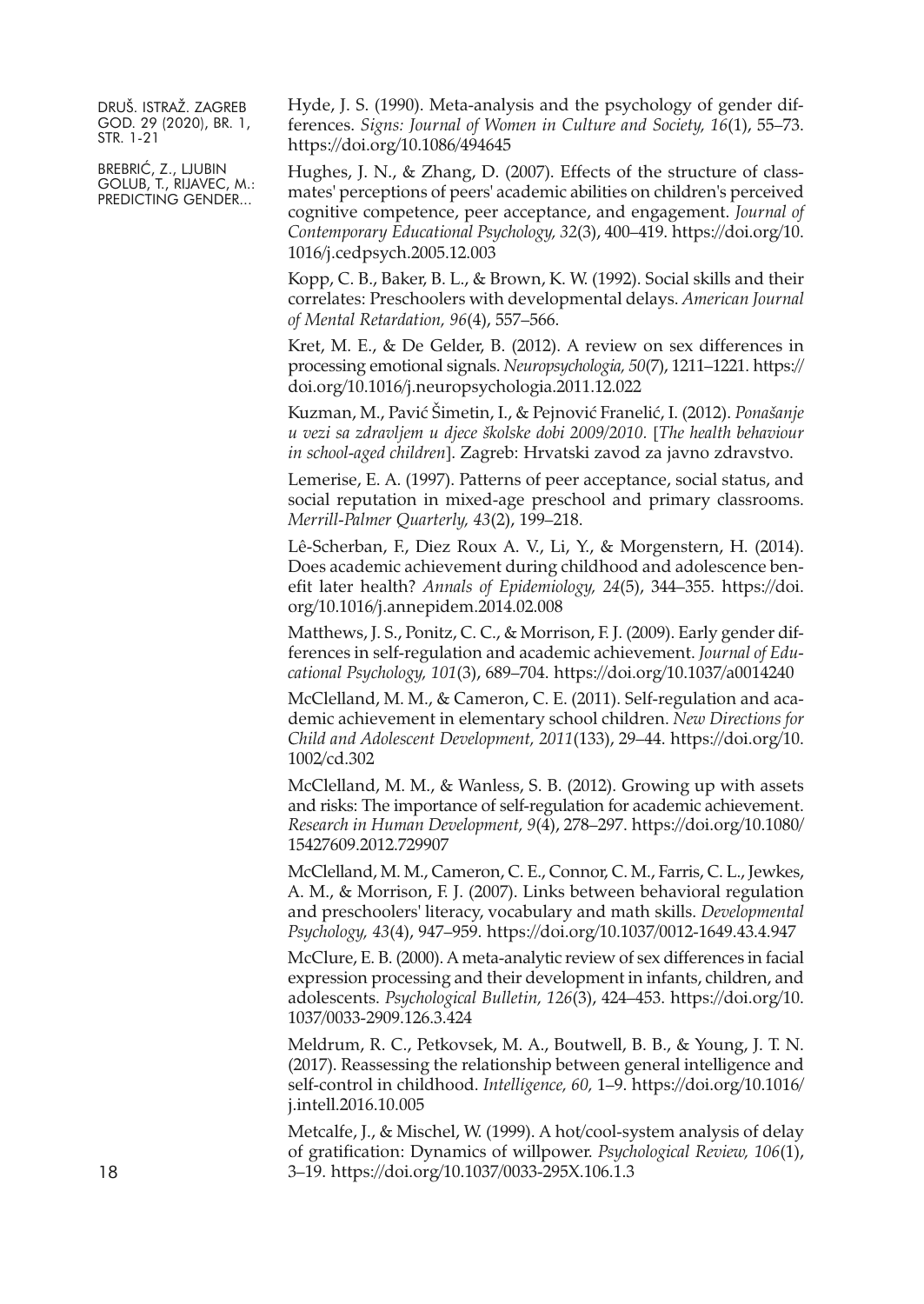Hyde, J. S. (1990). Meta-analysis and the psychology of gender differences. *Signs: Journal of Women in Culture and Society, 16*(1), 55–73. https://doi.org/10.1086/494645

Hughes, J. N., & Zhang, D. (2007). Effects of the structure of classmates' perceptions of peers' academic abilities on children's perceived cognitive competence, peer acceptance, and engagement. *Journal of Contemporary Educational Psychology, 32*(3), 400–419. https://doi.org/10.1016/j.cedpsych.2005.12.003

Kopp, C. B., Baker, B. L., & Brown, K. W. (1992). Social skills and their correlates: Preschoolers with developmental delays. *American Journal of Mental Retardation, 96*(4), 557–566.

Kret, M. E., & De Gelder, B. (2012). A review on sex differences in processing emotional signals. *Neuropsychologia, 50*(7), 1211–1221. https://doi.org/10.1016/j.neuropsychologia.2011.12.022

Kuzman, M., Pavić Šimetin, I., & Pejnović Franelić, I. (2012). *Ponašanje u vezi sa zdravljem u djece školske dobi 2009/2010.* [*The health behaviour in school-aged children*]. Zagreb: Hrvatski zavod za javno zdravstvo.

Lemerise, E. A. (1997). Patterns of peer acceptance, social status, and social reputation in mixed-age preschool and primary classrooms. *Merrill-Palmer Quarterly, 43*(2), 199–218.

Lê-Scherban, F., Diez Roux A. V., Li, Y., & Morgenstern, H. (2014). Does academic achievement during childhood and adolescence benefit later health? *Annals of Epidemiology, 24*(5), 344–355. https://doi.org/10.1016/j.annepidem.2014.02.008

Matthews, J. S., Ponitz, C. C., & Morrison, F. J. (2009). Early gender differences in self-regulation and academic achievement. *Journal of Educational Psychology, 101*(3), 689–704. https://doi.org/10.1037/a0014240

McClelland, M. M., & Cameron, C. E. (2011). Self-regulation and academic achievement in elementary school children. *New Directions for Child and Adolescent Development, 2011*(133), 29–44. https://doi.org/10.1002/cd.302

McClelland, M. M., & Wanless, S. B. (2012). Growing up with assets and risks: The importance of self-regulation for academic achievement. *Research in Human Development, 9*(4), 278–297. https://doi.org/10.1080/15427609.2012.729907

McClelland, M. M., Cameron, C. E., Connor, C. M., Farris, C. L., Jewkes, A. M., & Morrison, F. J. (2007). Links between behavioral regulation and preschoolers' literacy, vocabulary and math skills. *Developmental Psychology, 43*(4), 947–959. https://doi.org/10.1037/0012-1649.43.4.947

McClure, E. B. (2000). A meta-analytic review of sex differences in facial expression processing and their development in infants, children, and adolescents. *Psychological Bulletin, 126*(3), 424–453. https://doi.org/10.1037/0033-2909.126.3.424

Meldrum, R. C., Petkovsek, M. A., Boutwell, B. B., & Young, J. T. N. (2017). Reassessing the relationship between general intelligence and self-control in childhood. *Intelligence, 60*, 1–9. https://doi.org/10.1016/j.intell.2016.10.005

Metcalfe, J., & Mischel, W. (1999). A hot/cool-system analysis of delay of gratification: Dynamics of willpower. *Psychological Review, 106*(1), 3–19. https://doi.org/10.1037/0033-295X.106.1.3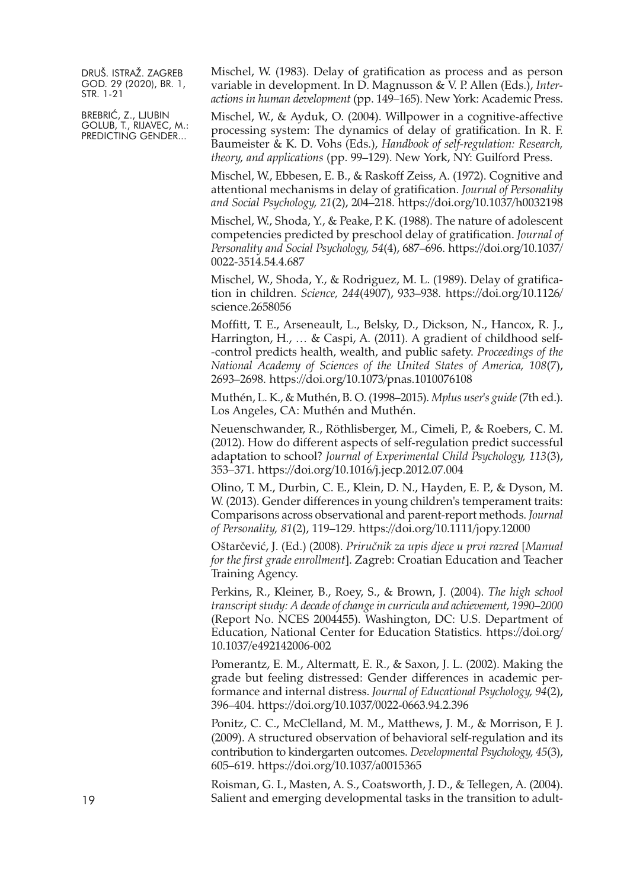Mischel, W. (1983). Delay of gratification as process and as person variable in development. In D. Magnusson & V. P. Allen (Eds.), *Interactions in human development* (pp. 149–165). New York: Academic Press.

Mischel, W., & Ayduk, O. (2004). Willpower in a cognitive-affective processing system: The dynamics of delay of gratification. In R. F. Baumeister & K. D. Vohs (Eds.), *Handbook of self-regulation: Research, theory, and applications* (pp. 99–129). New York, NY: Guilford Press.

Mischel, W., Ebbesen, E. B., & Raskoff Zeiss, A. (1972). Cognitive and attentional mechanisms in delay of gratification. *Journal of Personality and Social Psychology, 21*(2), 204–218. https://doi.org/10.1037/h0032198

Mischel, W., Shoda, Y., & Peake, P. K. (1988). The nature of adolescent competencies predicted by preschool delay of gratification. *Journal of Personality and Social Psychology, 54*(4), 687–696. https://doi.org/10.1037/0022-3514.54.4.687

Mischel, W., Shoda, Y., & Rodriguez, M. L. (1989). Delay of gratification in children. *Science, 244*(4907), 933–938. https://doi.org/10.1126/science.2658056

Moffitt, T. E., Arseneault, L., Belsky, D., Dickson, N., Hancox, R. J., Harrington, H., … & Caspi, A. (2011). A gradient of childhood self-control predicts health, wealth, and public safety. *Proceedings of the National Academy of Sciences of the United States of America, 108*(7), 2693–2698. https://doi.org/10.1073/pnas.1010076108

Muthén, L. K., & Muthén, B. O. (1998–2015). *Mplus user's guide* (7th ed.). Los Angeles, CA: Muthén and Muthén.

Neuenschwander, R., Röthlisberger, M., Cimeli, P., & Roebers, C. M. (2012). How do different aspects of self-regulation predict successful adaptation to school? *Journal of Experimental Child Psychology, 113*(3), 353–371. https://doi.org/10.1016/j.jecp.2012.07.004

Olino, T. M., Durbin, C. E., Klein, D. N., Hayden, E. P., & Dyson, M. W. (2013). Gender differences in young children's temperament traits: Comparisons across observational and parent-report methods. *Journal of Personality, 81*(2), 119–129. https://doi.org/10.1111/jopy.12000

Oštarčević, J. (Ed.) (2008). *Priručnik za upis djece u prvi razred* [*Manual for the first grade enrollment*]. Zagreb: Croatian Education and Teacher Training Agency.

Perkins, R., Kleiner, B., Roey, S., & Brown, J. (2004). *The high school transcript study: A decade of change in curricula and achievement, 1990–2000* (Report No. NCES 2004455). Washington, DC: U.S. Department of Education, National Center for Education Statistics. https://doi.org/10.1037/e492142006-002

Pomerantz, E. M., Altermatt, E. R., & Saxon, J. L. (2002). Making the grade but feeling distressed: Gender differences in academic performance and internal distress. *Journal of Educational Psychology, 94*(2), 396–404. https://doi.org/10.1037/0022-0663.94.2.396

Ponitz, C. C., McClelland, M. M., Matthews, J. M., & Morrison, F. J. (2009). A structured observation of behavioral self-regulation and its contribution to kindergarten outcomes. *Developmental Psychology, 45*(3), 605–619. https://doi.org/10.1037/a0015365

Roisman, G. I., Masten, A. S., Coatsworth, J. D., & Tellegen, A. (2004). Salient and emerging developmental tasks in the transition to adult-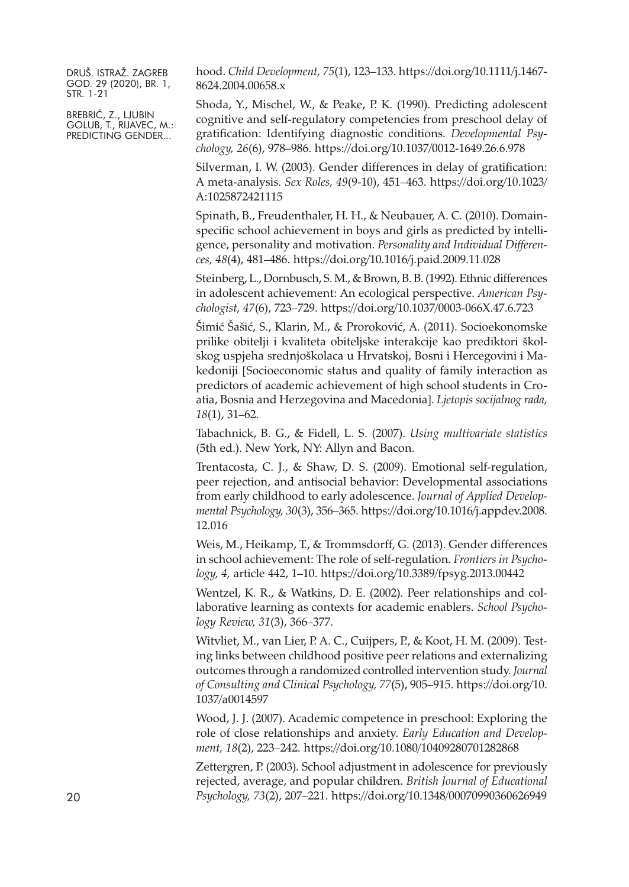hood. *Child Development*, *75*(1), 123–133. https://doi.org/10.1111/j.1467-8624.2004.00658.x

Shoda, Y., Mischel, W., & Peake, P. K. (1990). Predicting adolescent cognitive and self-regulatory competencies from preschool delay of gratification: Identifying diagnostic conditions. *Developmental Psychology, 26*(6), 978–986. https://doi.org/10.1037/0012-1649.26.6.978

Silverman, I. W. (2003). Gender differences in delay of gratification: A meta-analysis. *Sex Roles, 49*(9-10), 451–463. https://doi.org/10.1023/A:1025872421115

Spinath, B., Freudenthaler, H. H., & Neubauer, A. C. (2010). Domain-specific school achievement in boys and girls as predicted by intelligence, personality and motivation. *Personality and Individual Differences, 48*(4), 481–486. https://doi.org/10.1016/j.paid.2009.11.028

Steinberg, L., Dornbusch, S. M., & Brown, B. B. (1992). Ethnic differences in adolescent achievement: An ecological perspective. *American Psychologist, 47*(6), 723–729. https://doi.org/10.1037/0003-066X.47.6.723

Šimić Šašić, S., Klarin, M., & Proroković, A. (2011). Socioekonomske prilike obitelji i kvaliteta obiteljske interakcije kao prediktori školskog uspjeha srednjoškolaca u Hrvatskoj, Bosni i Hercegovini i Makedoniji [Socioeconomic status and quality of family interaction as predictors of academic achievement of high school students in Croatia, Bosnia and Herzegovina and Macedonia]. *Ljetopis socijalnog rada, 18*(1), 31–62.

Tabachnick, B. G., & Fidell, L. S. (2007). *Using multivariate statistics* (5th ed.). New York, NY: Allyn and Bacon.

Trentacosta, C. J., & Shaw, D. S. (2009). Emotional self-regulation, peer rejection, and antisocial behavior: Developmental associations from early childhood to early adolescence. *Journal of Applied Developmental Psychology, 30*(3), 356–365. https://doi.org/10.1016/j.appdev.2008.12.016

Weis, M., Heikamp, T., & Trommsdorff, G. (2013). Gender differences in school achievement: The role of self-regulation. *Frontiers in Psychology, 4,* article 442, 1–10. https://doi.org/10.3389/fpsyg.2013.00442

Wentzel, K. R., & Watkins, D. E. (2002). Peer relationships and collaborative learning as contexts for academic enablers. *School Psychology Review, 31*(3), 366–377.

Witvliet, M., van Lier, P. A. C., Cuijpers, P., & Koot, H. M. (2009). Testing links between childhood positive peer relations and externalizing outcomes through a randomized controlled intervention study. *Journal of Consulting and Clinical Psychology, 77*(5), 905–915. https://doi.org/10.1037/a0014597

Wood, J. J. (2007). Academic competence in preschool: Exploring the role of close relationships and anxiety. *Early Education and Development, 18*(2), 223–242. https://doi.org/10.1080/10409280701282868

Zettergren, P. (2003). School adjustment in adolescence for previously rejected, average, and popular children. *British Journal of Educational Psychology, 73*(2), 207–221. https://doi.org/10.1348/00070990360626949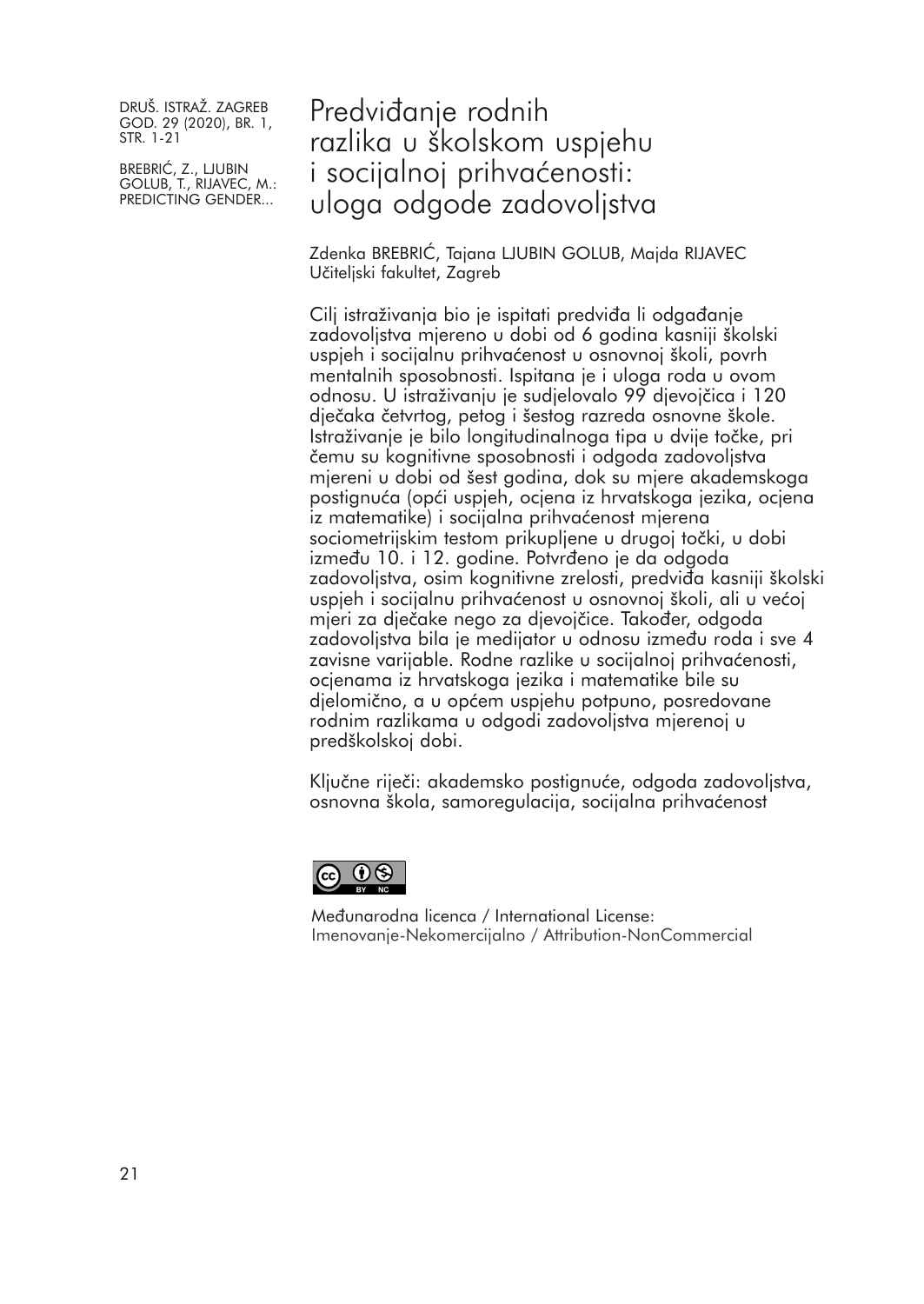# Predviđanje rodnih razlika u školskom uspjehu i socijalnoj prihvaćenosti: uloga odgode zadovoljstva

Zdenka BREBRIĆ, Tajana LJUBIN GOLUB, Majda RIJAVEC
Učiteljski fakultet, Zagreb

Cilj istraživanja bio je ispitati predviđa li odgađanje zadovoljstva mjereno u dobi od 6 godina kasniji školski uspjeh i socijalnu prihvaćenost u osnovnoj školi, povrh mentalnih sposobnosti. Ispitana je i uloga roda u ovom odnosu. U istraživanju je sudjelovalo 99 djevojčica i 120 dječaka četvrtog, petog i šestog razreda osnovne škole. Istraživanje je bilo longitudinalnoga tipa u dvije točke, pri čemu su kognitivne sposobnosti i odgoda zadovoljstva mjereni u dobi od šest godina, dok su mjere akademskoga postignuća (opći uspjeh, ocjena iz hrvatskoga jezika, ocjena iz matematike) i socijalna prihvaćenost mjerena sociometrijskim testom prikupljene u drugoj točki, u dobi između 10. i 12. godine. Potvrđeno je da odgoda zadovoljstva, osim kognitivne zrelosti, predviđa kasniji školski uspjeh i socijalnu prihvaćenost u osnovnoj školi, ali u većoj mjeri za dječake nego za djevojčice. Također, odgoda zadovoljstva bila je medijator u odnosu između roda i sve 4 zavisne varijable. Rodne razlike u socijalnoj prihvaćenosti, ocjenama iz hrvatskoga jezika i matematike bile su djelomično, a u općem uspjehu potpuno, posredovane rodnim razlikama u odgodi zadovoljstva mjerenoj u predškolskoj dobi.

Ključne riječi: akademsko postignuće, odgoda zadovoljstva, osnovna škola, samoregulacija, socijalna prihvaćenost

Međunarodna licenca / International License:
Imenovanje-Nekomercijalno / Attribution-NonCommercial